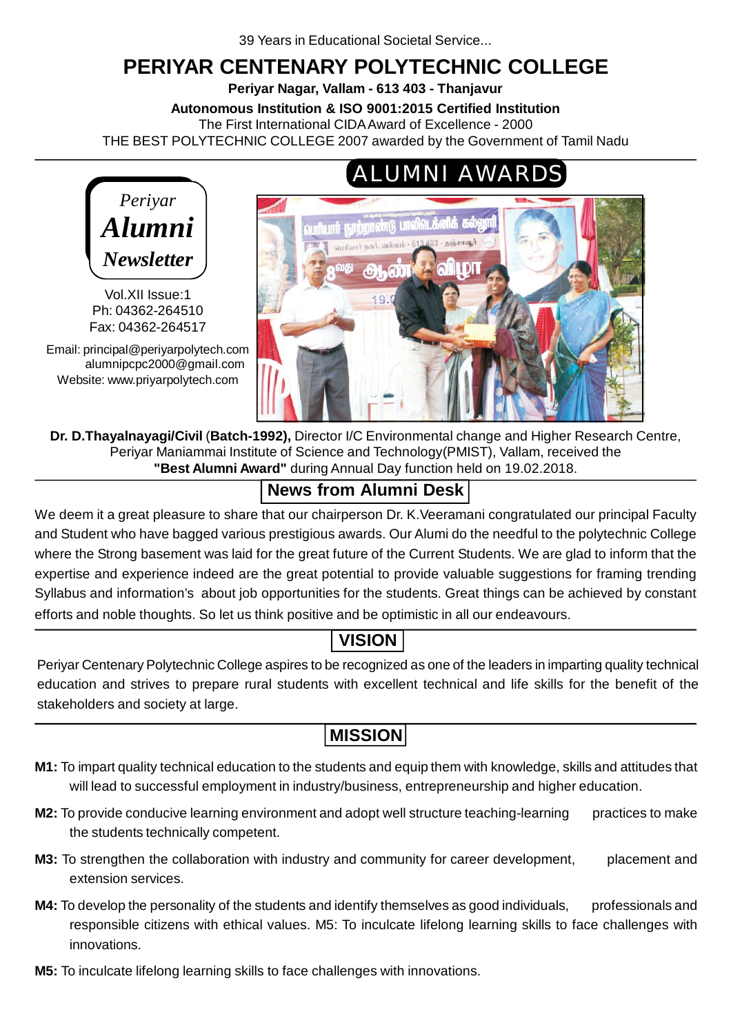39 Years in Educational Societal Service...

# PERIYAR CENTENARY POLYTECHNIC COLLEGE

**Periyar Nagar, Vallam - 613 403 - Thanjavur**

**Autonomous Institution & ISO 9001:2015 Certified Institution**

The First International CIDA Award of Excellence - 2000

THE BEST POLYTECHNIC COLLEGE 2007 awarded by the Government of Tamil Nadu

*Periyar* ***Alumni*** ***Newsletter***

Vol.XII Issue:1
Ph: 04362-264510
Fax: 04362-264517

Email: principal@periyarpolytech.com
alumnipcpc2000@gmail.com
Website: www.priyarpolytech.com

## ALUMNI AWARDS

**Dr. D.Thayalnayagi/Civil** (**Batch-1992),** Director I/C Environmental change and Higher Research Centre, Periyar Maniammai Institute of Science and Technology(PMIST), Vallam, received the **"Best Alumni Award"** during Annual Day function held on 19.02.2018.

## News from Alumni Desk

We deem it a great pleasure to share that our chairperson Dr. K.Veeramani congratulated our principal Faculty and Student who have bagged various prestigious awards. Our Alumi do the needful to the polytechnic College where the Strong basement was laid for the great future of the Current Students. We are glad to inform that the expertise and experience indeed are the great potential to provide valuable suggestions for framing trending Syllabus and information's about job opportunities for the students. Great things can be achieved by constant efforts and noble thoughts. So let us think positive and be optimistic in all our endeavours.

## VISION

Periyar Centenary Polytechnic College aspires to be recognized as one of the leaders in imparting quality technical education and strives to prepare rural students with excellent technical and life skills for the benefit of the stakeholders and society at large.

## MISSION

**M1:** To impart quality technical education to the students and equip them with knowledge, skills and attitudes that will lead to successful employment in industry/business, entrepreneurship and higher education.

**M2:** To provide conducive learning environment and adopt well structure teaching-learning practices to make the students technically competent.

**M3:** To strengthen the collaboration with industry and community for career development, placement and extension services.

**M4:** To develop the personality of the students and identify themselves as good individuals, professionals and responsible citizens with ethical values. M5: To inculcate lifelong learning skills to face challenges with innovations.

**M5:** To inculcate lifelong learning skills to face challenges with innovations.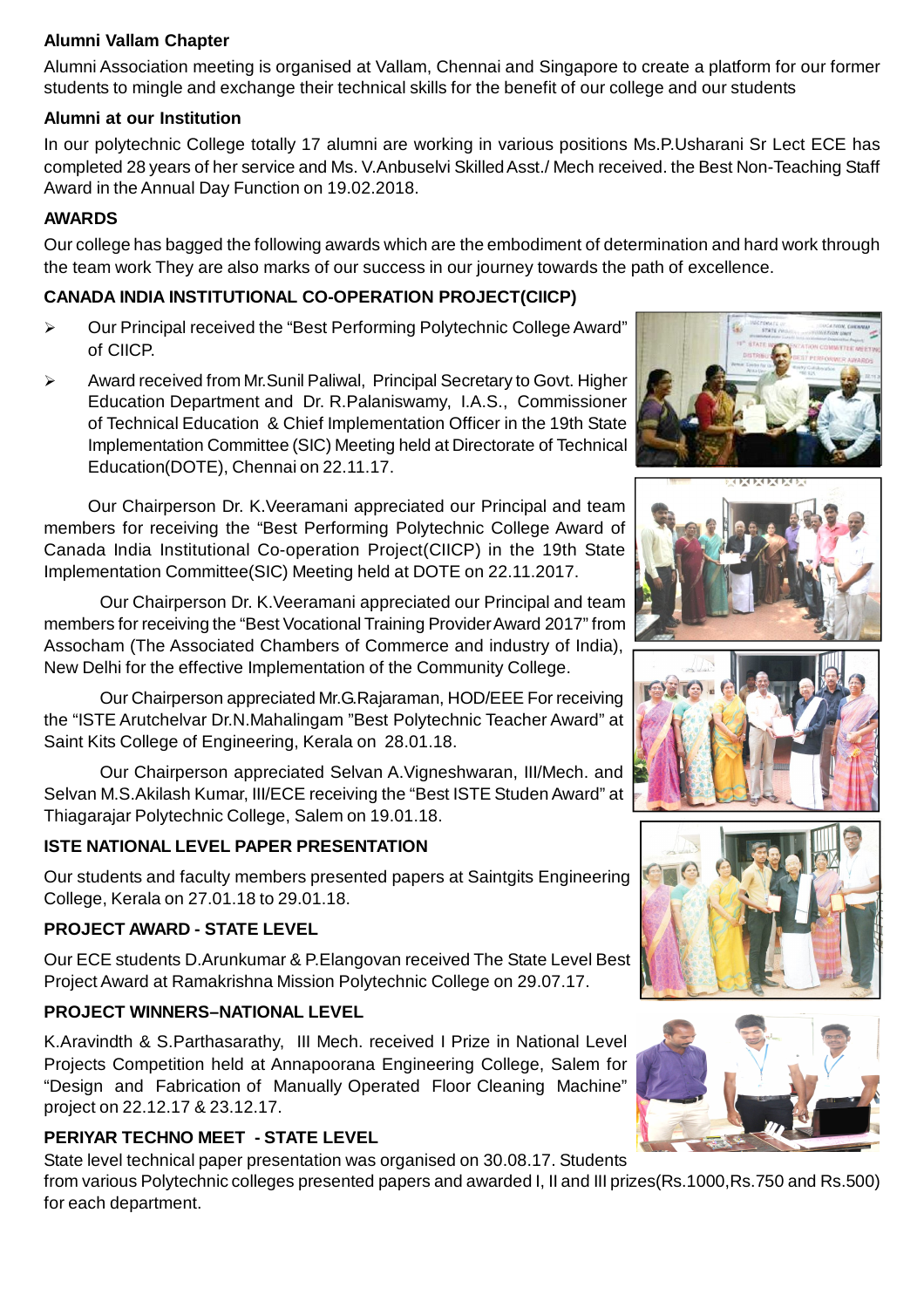**Alumni Vallam Chapter**

Alumni Association meeting is organised at Vallam, Chennai and Singapore to create a platform for our former students to mingle and exchange their technical skills for the benefit of our college and our students

**Alumni at our Institution**

In our polytechnic College totally 17 alumni are working in various positions Ms.P.Usharani Sr Lect ECE has completed 28 years of her service and Ms. V.Anbuselvi Skilled Asst./ Mech received. the Best Non-Teaching Staff Award in the Annual Day Function on 19.02.2018.

**AWARDS**

Our college has bagged the following awards which are the embodiment of determination and hard work through the team work They are also marks of our success in our journey towards the path of excellence.

**CANADA INDIA INSTITUTIONAL CO-OPERATION PROJECT(CIICP)**

- Our Principal received the "Best Performing Polytechnic College Award" of CIICP.
- Award received from Mr.Sunil Paliwal, Principal Secretary to Govt. Higher Education Department and Dr. R.Palaniswamy, I.A.S., Commissioner of Technical Education & Chief Implementation Officer in the 19th State Implementation Committee (SIC) Meeting held at Directorate of Technical Education(DOTE), Chennai on 22.11.17.

Our Chairperson Dr. K.Veeramani appreciated our Principal and team members for receiving the "Best Performing Polytechnic College Award of Canada India Institutional Co-operation Project(CIICP) in the 19th State Implementation Committee(SIC) Meeting held at DOTE on 22.11.2017.

Our Chairperson Dr. K.Veeramani appreciated our Principal and team members for receiving the "Best Vocational Training Provider Award 2017" from Assocham (The Associated Chambers of Commerce and industry of India), New Delhi for the effective Implementation of the Community College.

Our Chairperson appreciated Mr.G.Rajaraman, HOD/EEE For receiving the "ISTE Arutchelvar Dr.N.Mahalingam "Best Polytechnic Teacher Award" at Saint Kits College of Engineering, Kerala on 28.01.18.

Our Chairperson appreciated Selvan A.Vigneshwaran, III/Mech. and Selvan M.S.Akilash Kumar, III/ECE receiving the "Best ISTE Studen Award" at Thiagarajar Polytechnic College, Salem on 19.01.18.

**ISTE NATIONAL LEVEL PAPER PRESENTATION**

Our students and faculty members presented papers at Saintgits Engineering College, Kerala on 27.01.18 to 29.01.18.

**PROJECT AWARD - STATE LEVEL**

Our ECE students D.Arunkumar & P.Elangovan received The State Level Best Project Award at Ramakrishna Mission Polytechnic College on 29.07.17.

**PROJECT WINNERS–NATIONAL LEVEL**

K.Aravindth & S.Parthasarathy, III Mech. received I Prize in National Level Projects Competition held at Annapoorana Engineering College, Salem for "Design and Fabrication of Manually Operated Floor Cleaning Machine" project on 22.12.17 & 23.12.17.

**PERIYAR TECHNO MEET - STATE LEVEL**

State level technical paper presentation was organised on 30.08.17. Students from various Polytechnic colleges presented papers and awarded I, II and III prizes(Rs.1000,Rs.750 and Rs.500) for each department.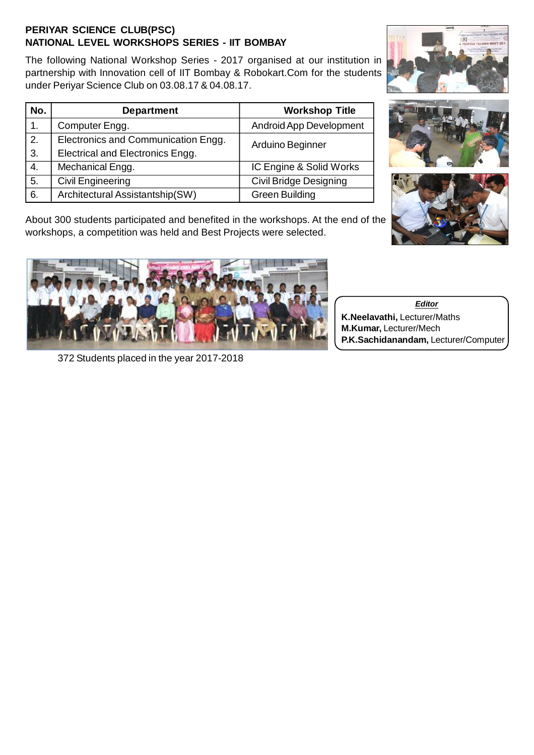**PERIYAR SCIENCE CLUB(PSC)**
**NATIONAL LEVEL WORKSHOPS SERIES - IIT BOMBAY**

The following National Workshop Series - 2017 organised at our institution in partnership with Innovation cell of IIT Bombay & Robokart.Com for the students under Periyar Science Club on 03.08.17 & 04.08.17.

| No. | Department | Workshop Title |
|---|---|---|
| 1. | Computer Engg. | Android App Development |
| 2. | Electronics and Communication Engg. | Arduino Beginner |
| 3. | Electrical and Electronics Engg. | |
| 4. | Mechanical Engg. | IC Engine & Solid Works |
| 5. | Civil Engineering | Civil Bridge Designing |
| 6. | Architectural Assistantship(SW) | Green Building |

About 300 students participated and benefited in the workshops. At the end of the workshops, a competition was held and Best Projects were selected.

372 Students placed in the year 2017-2018

***Editor***

**K.Neelavathi,** Lecturer/Maths
**M.Kumar,** Lecturer/Mech
**P.K.Sachidanandam,** Lecturer/Computer